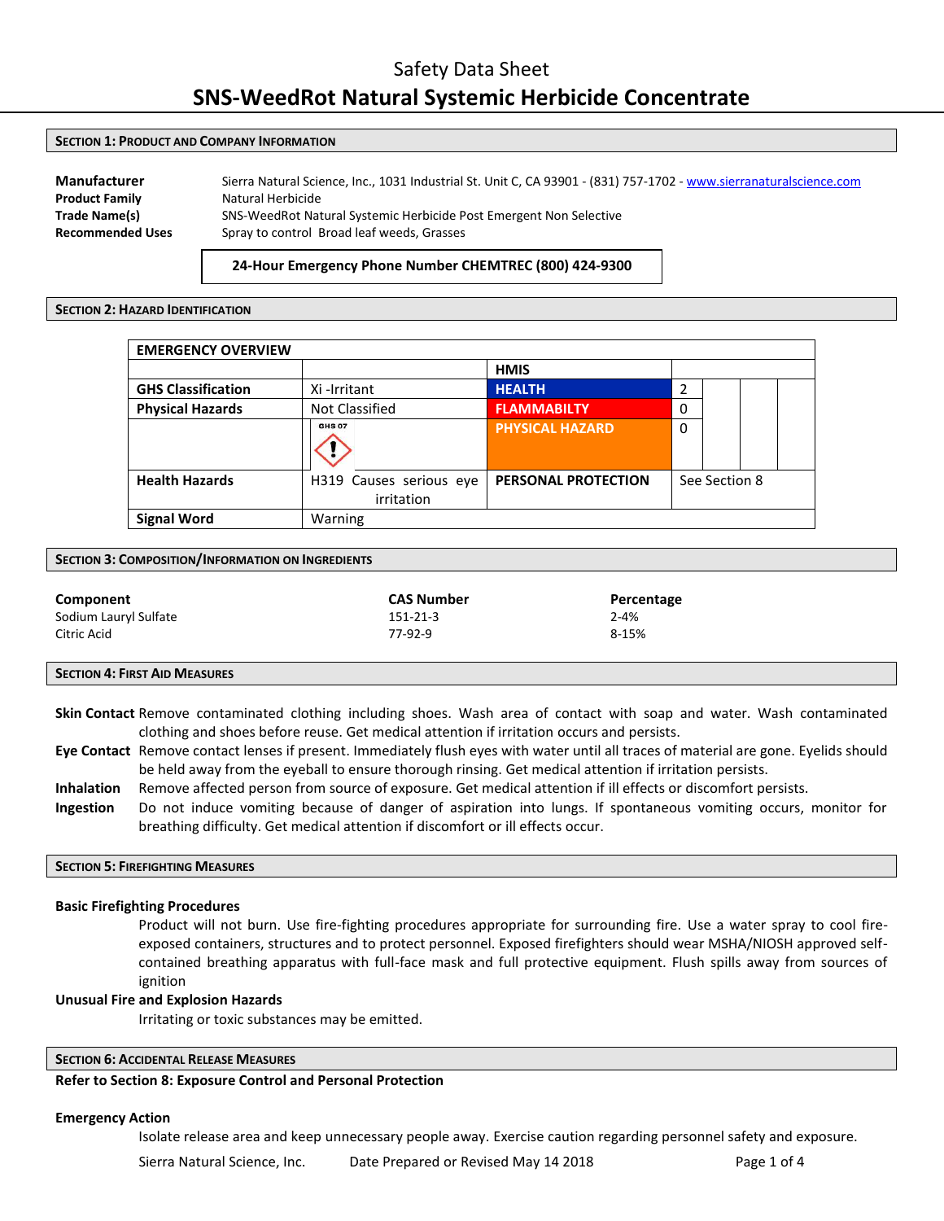# Safety Data Sheet

# SNS-WeedRot Natural Systemic Herbicide Concentrate

## SECTION 1: PRODUCT AND COMPANY INFORMATION

**Manufacturer** Sierra Natural Science, Inc., 1031 Industrial St. Unit C, CA 93901 - (831) 757-1702 - www.sierranaturalscience.com

**Product Family** Natural Herbicide

**Trade Name(s)** SNS-WeedRot Natural Systemic Herbicide Post Emergent Non Selective

**Recommended Uses** Spray to control Broad leaf weeds, Grasses

**24-Hour Emergency Phone Number CHEMTREC (800) 424-9300**

## SECTION 2: HAZARD IDENTIFICATION

| EMERGENCY OVERVIEW | | | |
|---|---|---|---|
| | | **HMIS** | |
| **GHS Classification** | Xi -Irritant | **HEALTH** | 2 |
| **Physical Hazards** | Not Classified | **FLAMMABILTY** | 0 |
| | GHS 07 | **PHYSICAL HAZARD** | 0 |
| **Health Hazards** | H319 Causes serious eye irritation | **PERSONAL PROTECTION** | See Section 8 |
| **Signal Word** | Warning | | |

## SECTION 3: COMPOSITION/INFORMATION ON INGREDIENTS

| Component | CAS Number | Percentage |
|---|---|---|
| Sodium Lauryl Sulfate | 151-21-3 | 2-4% |
| Citric Acid | 77-92-9 | 8-15% |

## SECTION 4: FIRST AID MEASURES

**Skin Contact** Remove contaminated clothing including shoes. Wash area of contact with soap and water. Wash contaminated clothing and shoes before reuse. Get medical attention if irritation occurs and persists.

**Eye Contact** Remove contact lenses if present. Immediately flush eyes with water until all traces of material are gone. Eyelids should be held away from the eyeball to ensure thorough rinsing. Get medical attention if irritation persists.

**Inhalation** Remove affected person from source of exposure. Get medical attention if ill effects or discomfort persists.

**Ingestion** Do not induce vomiting because of danger of aspiration into lungs. If spontaneous vomiting occurs, monitor for breathing difficulty. Get medical attention if discomfort or ill effects occur.

## SECTION 5: FIREFIGHTING MEASURES

**Basic Firefighting Procedures**

Product will not burn. Use fire-fighting procedures appropriate for surrounding fire. Use a water spray to cool fire-exposed containers, structures and to protect personnel. Exposed firefighters should wear MSHA/NIOSH approved self-contained breathing apparatus with full-face mask and full protective equipment. Flush spills away from sources of ignition

**Unusual Fire and Explosion Hazards**

Irritating or toxic substances may be emitted.

## SECTION 6: ACCIDENTAL RELEASE MEASURES

**Refer to Section 8: Exposure Control and Personal Protection**

**Emergency Action**

Isolate release area and keep unnecessary people away. Exercise caution regarding personnel safety and exposure.

Sierra Natural Science, Inc. Date Prepared or Revised May 14 2018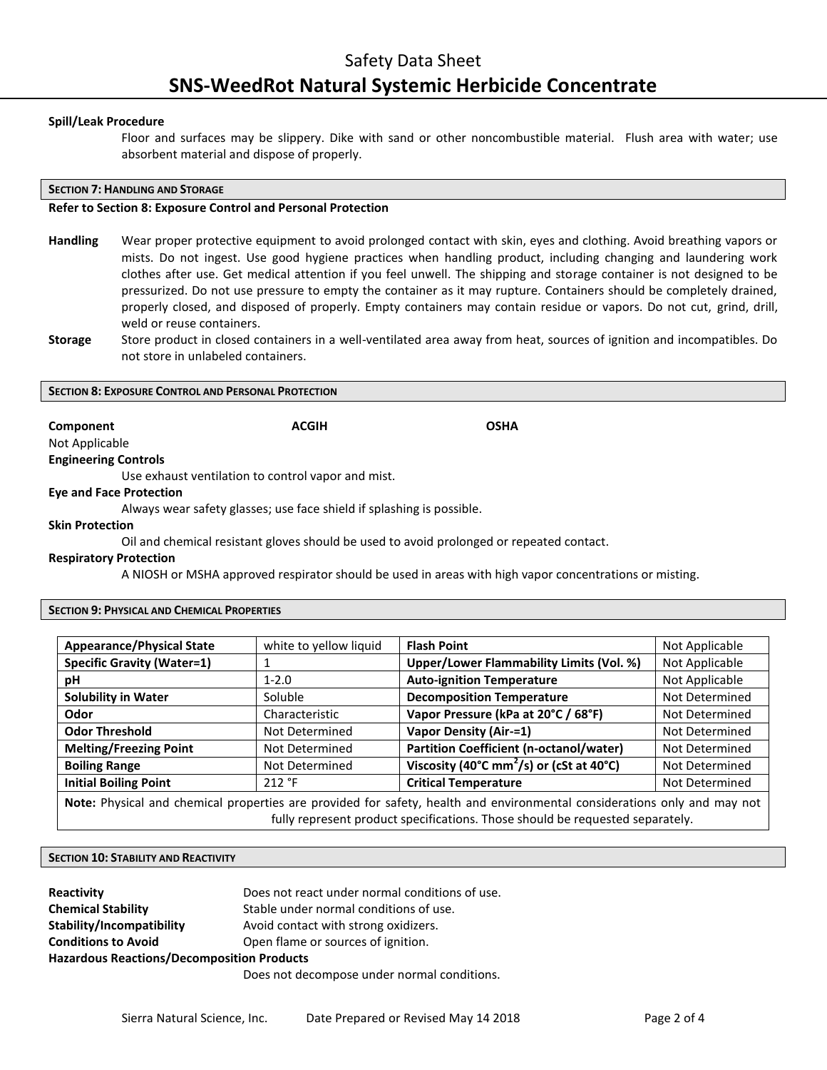**Spill/Leak Procedure**

Floor and surfaces may be slippery. Dike with sand or other noncombustible material. Flush area with water; use absorbent material and dispose of properly.

## SECTION 7: HANDLING AND STORAGE

**Refer to Section 8: Exposure Control and Personal Protection**

**Handling** Wear proper protective equipment to avoid prolonged contact with skin, eyes and clothing. Avoid breathing vapors or mists. Do not ingest. Use good hygiene practices when handling product, including changing and laundering work clothes after use. Get medical attention if you feel unwell. The shipping and storage container is not designed to be pressurized. Do not use pressure to empty the container as it may rupture. Containers should be completely drained, properly closed, and disposed of properly. Empty containers may contain residue or vapors. Do not cut, grind, drill, weld or reuse containers.

**Storage** Store product in closed containers in a well-ventilated area away from heat, sources of ignition and incompatibles. Do not store in unlabeled containers.

## SECTION 8: EXPOSURE CONTROL AND PERSONAL PROTECTION

| Component | ACGIH | OSHA |
|---|---|---|
| Not Applicable | | |

**Engineering Controls**

Use exhaust ventilation to control vapor and mist.

**Eye and Face Protection**

Always wear safety glasses; use face shield if splashing is possible.

**Skin Protection**

Oil and chemical resistant gloves should be used to avoid prolonged or repeated contact.

**Respiratory Protection**

A NIOSH or MSHA approved respirator should be used in areas with high vapor concentrations or misting.

## SECTION 9: PHYSICAL AND CHEMICAL PROPERTIES

| Property | Value | Property | Value |
|---|---|---|---|
| **Appearance/Physical State** | white to yellow liquid | **Flash Point** | Not Applicable |
| **Specific Gravity (Water=1)** | 1 | **Upper/Lower Flammability Limits (Vol. %)** | Not Applicable |
| **pH** | 1-2.0 | **Auto-ignition Temperature** | Not Applicable |
| **Solubility in Water** | Soluble | **Decomposition Temperature** | Not Determined |
| **Odor** | Characteristic | **Vapor Pressure (kPa at 20°C / 68°F)** | Not Determined |
| **Odor Threshold** | Not Determined | **Vapor Density (Air-=1)** | Not Determined |
| **Melting/Freezing Point** | Not Determined | **Partition Coefficient (n-octanol/water)** | Not Determined |
| **Boiling Range** | Not Determined | **Viscosity (40°C $mm^2$/s) or (cSt at 40°C)** | Not Determined |
| **Initial Boiling Point** | 212 °F | **Critical Temperature** | Not Determined |

**Note:** Physical and chemical properties are provided for safety, health and environmental considerations only and may not fully represent product specifications. Those should be requested separately.

## SECTION 10: STABILITY AND REACTIVITY

**Reactivity** Does not react under normal conditions of use.

**Chemical Stability** Stable under normal conditions of use.

**Stability/Incompatibility** Avoid contact with strong oxidizers.

**Conditions to Avoid** Open flame or sources of ignition.

**Hazardous Reactions/Decomposition Products**

Does not decompose under normal conditions.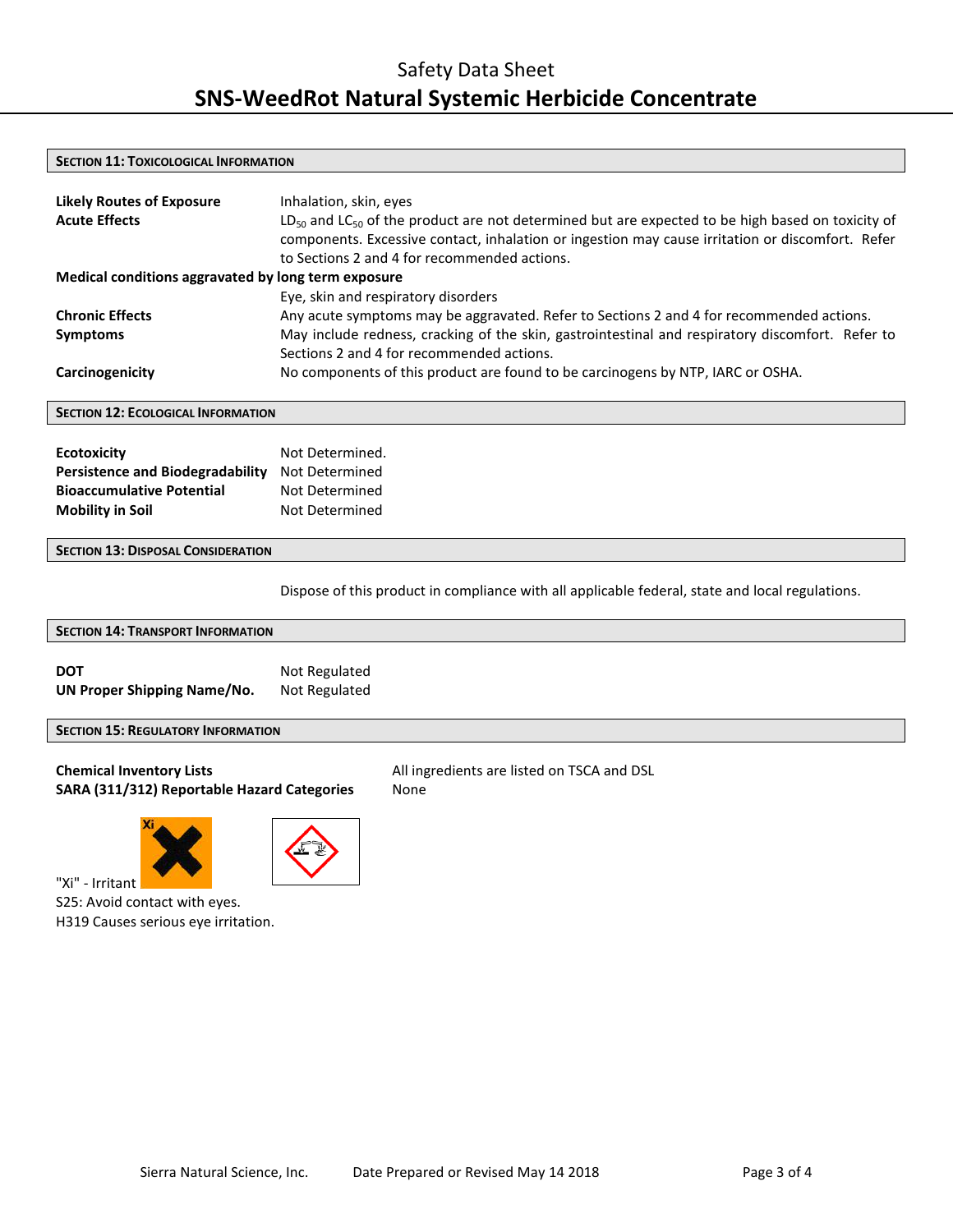## Section 11: Toxicological Information

**Likely Routes of Exposure** Inhalation, skin, eyes

**Acute Effects** $LD_{50}$ and $LC_{50}$ of the product are not determined but are expected to be high based on toxicity of components. Excessive contact, inhalation or ingestion may cause irritation or discomfort. Refer to Sections 2 and 4 for recommended actions.

**Medical conditions aggravated by long term exposure**
Eye, skin and respiratory disorders

**Chronic Effects** Any acute symptoms may be aggravated. Refer to Sections 2 and 4 for recommended actions.

**Symptoms** May include redness, cracking of the skin, gastrointestinal and respiratory discomfort. Refer to Sections 2 and 4 for recommended actions.

**Carcinogenicity** No components of this product are found to be carcinogens by NTP, IARC or OSHA.

## Section 12: Ecological Information

**Ecotoxicity** Not Determined.

**Persistence and Biodegradability** Not Determined

**Bioaccumulative Potential** Not Determined

**Mobility in Soil** Not Determined

## Section 13: Disposal Consideration

Dispose of this product in compliance with all applicable federal, state and local regulations.

## Section 14: Transport Information

**DOT** Not Regulated

**UN Proper Shipping Name/No.** Not Regulated

## Section 15: Regulatory Information

**Chemical Inventory Lists** All ingredients are listed on TSCA and DSL

**SARA (311/312) Reportable Hazard Categories** None

"Xi" - Irritant

S25: Avoid contact with eyes.

H319 Causes serious eye irritation.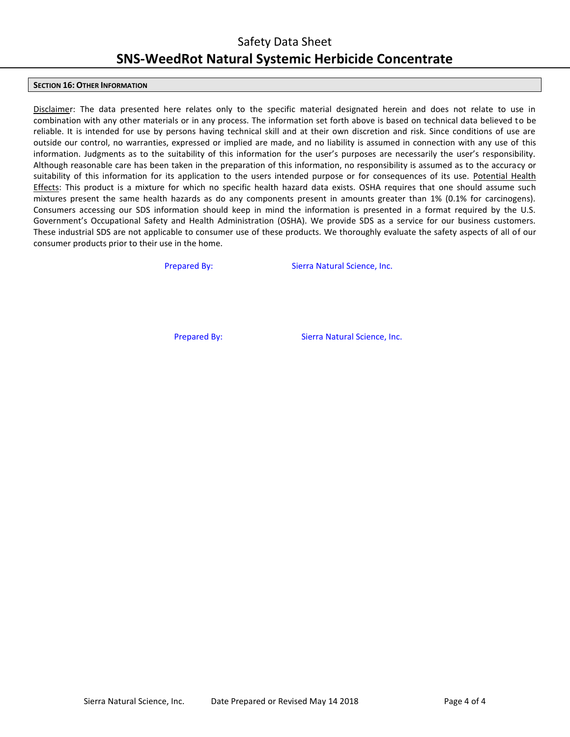### SECTION 16: OTHER INFORMATION

Disclaimer: The data presented here relates only to the specific material designated herein and does not relate to use in combination with any other materials or in any process. The information set forth above is based on technical data believed to be reliable. It is intended for use by persons having technical skill and at their own discretion and risk. Since conditions of use are outside our control, no warranties, expressed or implied are made, and no liability is assumed in connection with any use of this information. Judgments as to the suitability of this information for the user's purposes are necessarily the user's responsibility. Although reasonable care has been taken in the preparation of this information, no responsibility is assumed as to the accuracy or suitability of this information for its application to the users intended purpose or for consequences of its use. Potential Health Effects: This product is a mixture for which no specific health hazard data exists. OSHA requires that one should assume such mixtures present the same health hazards as do any components present in amounts greater than 1% (0.1% for carcinogens). Consumers accessing our SDS information should keep in mind the information is presented in a format required by the U.S. Government's Occupational Safety and Health Administration (OSHA). We provide SDS as a service for our business customers. These industrial SDS are not applicable to consumer use of these products. We thoroughly evaluate the safety aspects of all of our consumer products prior to their use in the home.

Prepared By: Sierra Natural Science, Inc.

Prepared By: Sierra Natural Science, Inc.